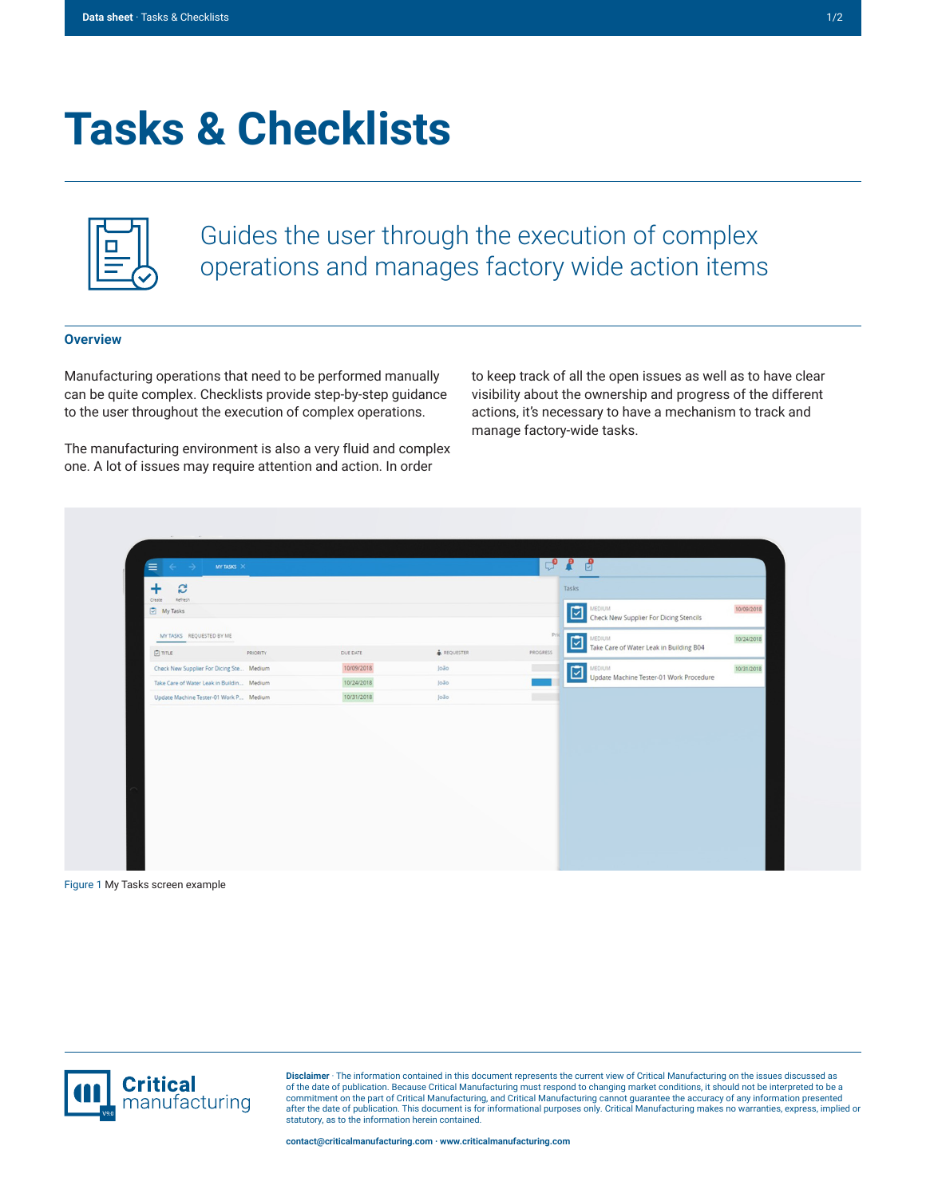# Tasks & Checklists

## Guides the user through the execution of complex operations and manages factory wide action items

### Overview

Manufacturing operations that need to be performed manually can be quite complex. Checklists provide step-by-step guidance to the user throughout the execution of complex operations.

The manufacturing environment is also a very fluid and complex one. A lot of issues may require attention and action. In order to keep track of all the open issues as well as to have clear visibility about the ownership and progress of the different actions, it's necessary to have a mechanism to track and manage factory-wide tasks.

Figure 1 My Tasks screen example

**Disclaimer** · The information contained in this document represents the current view of Critical Manufacturing on the issues discussed as of the date of publication. Because Critical Manufacturing must respond to changing market conditions, it should not be interpreted to be a commitment on the part of Critical Manufacturing, and Critical Manufacturing cannot guarantee the accuracy of any information presented after the date of publication. This document is for informational purposes only. Critical Manufacturing makes no warranties, express, implied or statutory, as to the information herein contained.

**contact@criticalmanufacturing.com · www.criticalmanufacturing.com**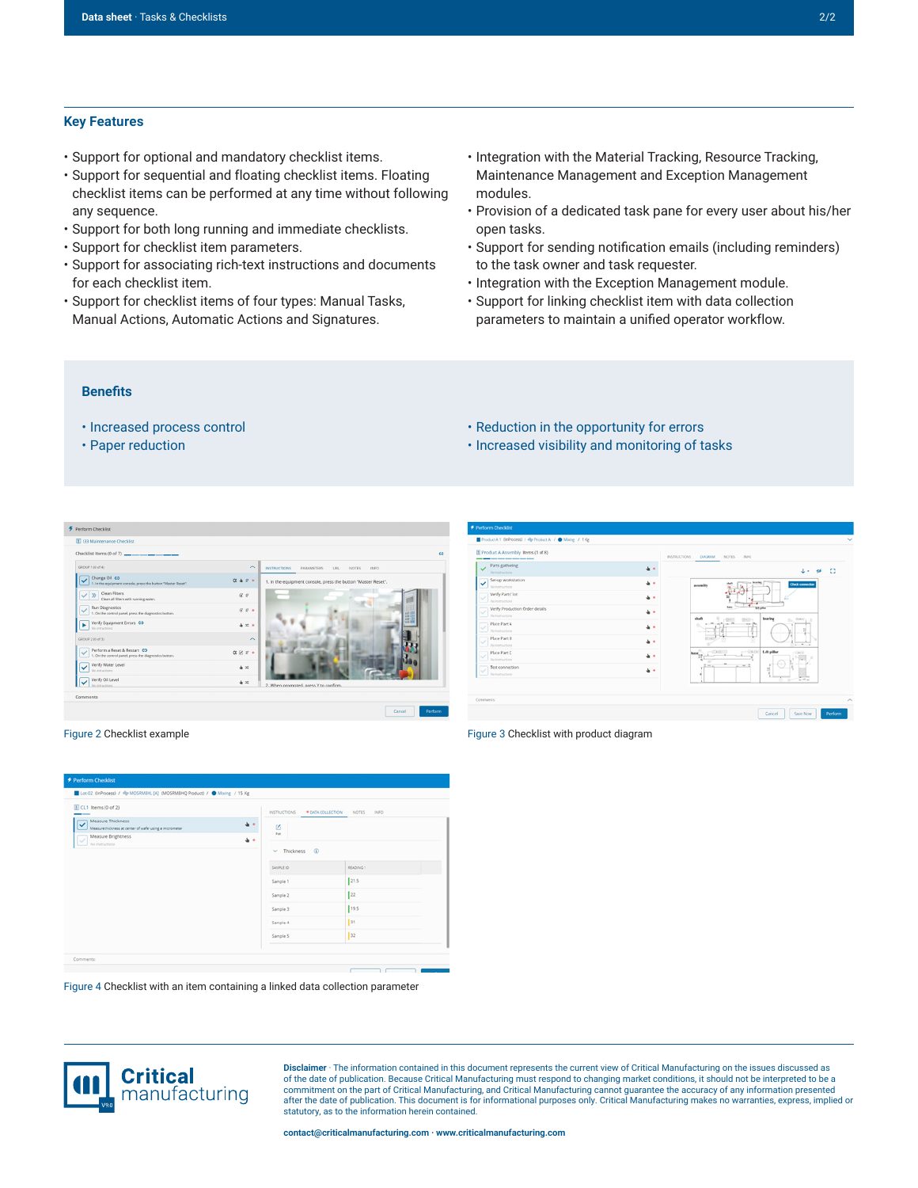## Key Features

- Support for optional and mandatory checklist items.
- Support for sequential and floating checklist items. Floating checklist items can be performed at any time without following any sequence.
- Support for both long running and immediate checklists.
- Support for checklist item parameters.
- Support for associating rich-text instructions and documents for each checklist item.
- Support for checklist items of four types: Manual Tasks, Manual Actions, Automatic Actions and Signatures.
- Integration with the Material Tracking, Resource Tracking, Maintenance Management and Exception Management modules.
- Provision of a dedicated task pane for every user about his/her open tasks.
- Support for sending notification emails (including reminders) to the task owner and task requester.
- Integration with the Exception Management module.
- Support for linking checklist item with data collection parameters to maintain a unified operator workflow.

## Benefits

- Increased process control
- Paper reduction
- Reduction in the opportunity for errors
- Increased visibility and monitoring of tasks

Figure 2 Checklist example

Figure 3 Checklist with product diagram

Figure 4 Checklist with an item containing a linked data collection parameter

Critical manufacturing

**Disclaimer** · The information contained in this document represents the current view of Critical Manufacturing on the issues discussed as of the date of publication. Because Critical Manufacturing must respond to changing market conditions, it should not be interpreted to be a commitment on the part of Critical Manufacturing, and Critical Manufacturing cannot guarantee the accuracy of any information presented after the date of publication. This document is for informational purposes only. Critical Manufacturing makes no warranties, express, implied or statutory, as to the information herein contained.

**contact@criticalmanufacturing.com · www.criticalmanufacturing.com**